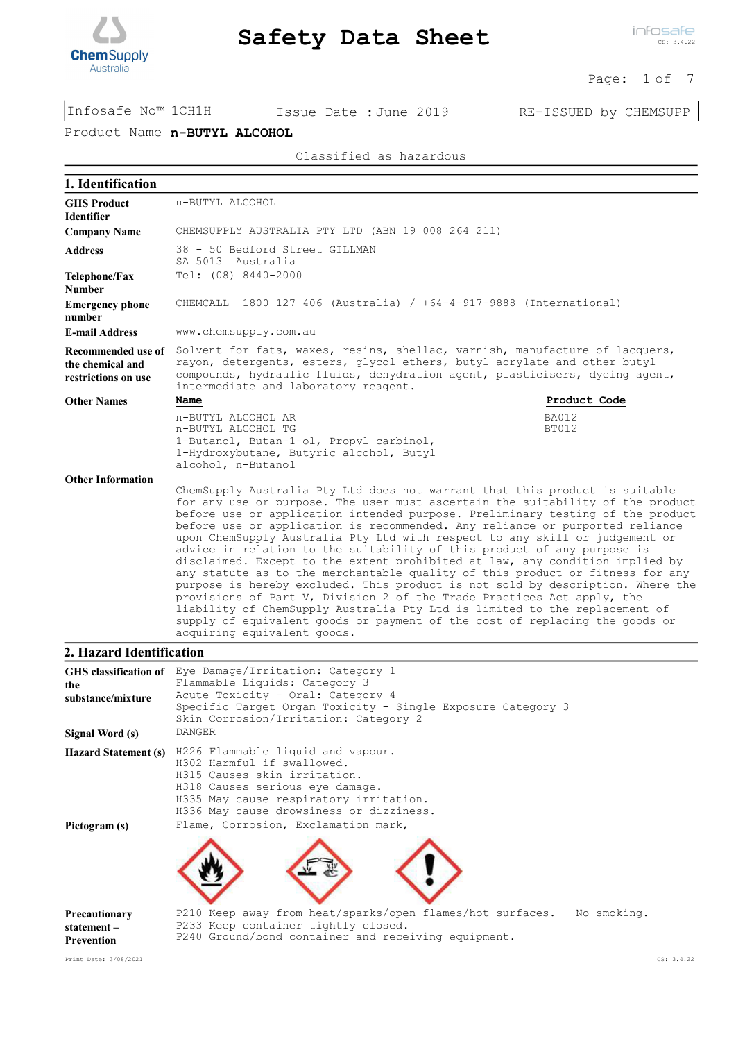# Safety Data Sheet

| Infosafe No™ 1CH1H | Issue Date : June 2019 | RE-ISSUED by CHEMSUPP |
|---|---|---|

Product Name **n-BUTYL ALCOHOL**

Classified as hazardous

## 1. Identification

| | |
|---|---|
| **GHS Product Identifier** | n-BUTYL ALCOHOL |
| **Company Name** | CHEMSUPPLY AUSTRALIA PTY LTD (ABN 19 008 264 211) |
| **Address** | 38 - 50 Bedford Street GILLMAN SA 5013 Australia |
| **Telephone/Fax Number** | Tel: (08) 8440-2000 |
| **Emergency phone number** | CHEMCALL 1800 127 406 (Australia) / +64-4-917-9888 (International) |
| **E-mail Address** | www.chemsupply.com.au |
| **Recommended use of the chemical and restrictions on use** | Solvent for fats, waxes, resins, shellac, varnish, manufacture of lacquers, rayon, detergents, esters, glycol ethers, butyl acrylate and other butyl compounds, hydraulic fluids, dehydration agent, plasticisers, dyeing agent, intermediate and laboratory reagent. |

**Other Names**

| Name | Product Code |
|---|---|
| n-BUTYL ALCOHOL AR | BA012 |
| n-BUTYL ALCOHOL TG | BT012 |
| 1-Butanol, Butan-1-ol, Propyl carbinol, 1-Hydroxybutane, Butyric alcohol, Butyl alcohol, n-Butanol | |

**Other Information**

ChemSupply Australia Pty Ltd does not warrant that this product is suitable for any use or purpose. The user must ascertain the suitability of the product before use or application intended purpose. Preliminary testing of the product before use or application is recommended. Any reliance or purported reliance upon ChemSupply Australia Pty Ltd with respect to any skill or judgement or advice in relation to the suitability of this product for any purpose is disclaimed. Except to the extent prohibited at law, any condition implied by any statute as to the merchantable quality of this product or fitness for any purpose is hereby excluded. This product is not sold by description. Where the provisions of Part V, Division 2 of the Trade Practices Act apply, the liability of ChemSupply Australia Pty Ltd is limited to the replacement of supply of equivalent goods or payment of the cost of replacing the goods or acquiring equivalent goods.

## 2. Hazard Identification

**GHS classification of the substance/mixture**

Eye Damage/Irritation: Category 1
Flammable Liquids: Category 3
Acute Toxicity - Oral: Category 4
Specific Target Organ Toxicity - Single Exposure Category 3
Skin Corrosion/Irritation: Category 2

**Signal Word (s)**

DANGER

**Hazard Statement (s)**

H226 Flammable liquid and vapour.
H302 Harmful if swallowed.
H315 Causes skin irritation.
H318 Causes serious eye damage.
H335 May cause respiratory irritation.
H336 May cause drowsiness or dizziness.

**Pictogram (s)**

Flame, Corrosion, Exclamation mark,

**Precautionary statement – Prevention**

P210 Keep away from heat/sparks/open flames/hot surfaces. - No smoking.
P233 Keep container tightly closed.
P240 Ground/bond container and receiving equipment.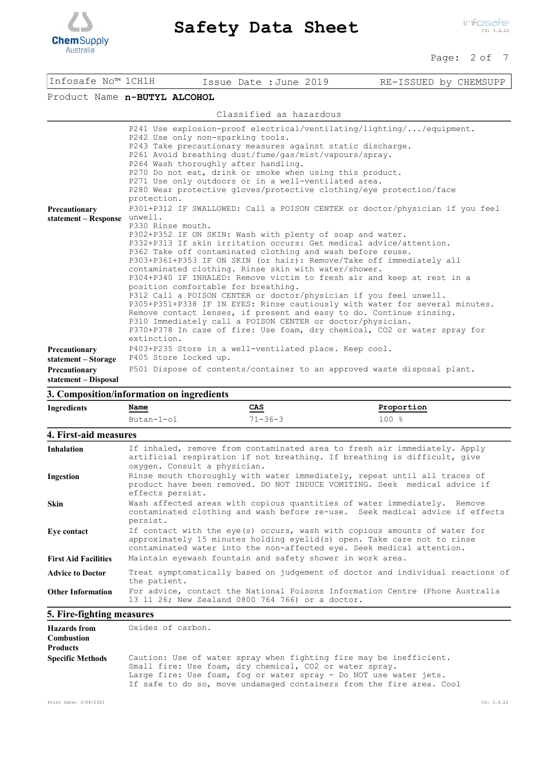Infosafe No™ 1CH1H | Issue Date : June 2019 | RE-ISSUED by CHEMSUPP

Product Name **n-BUTYL ALCOHOL**

Classified as hazardous

P241 Use explosion-proof electrical/ventilating/lighting/.../equipment.
P242 Use only non-sparking tools.
P243 Take precautionary measures against static discharge.
P261 Avoid breathing dust/fume/gas/mist/vapours/spray.
P264 Wash thoroughly after handling.
P270 Do not eat, drink or smoke when using this product.
P271 Use only outdoors or in a well-ventilated area.
P280 Wear protective gloves/protective clothing/eye protection/face protection.

**Precautionary statement – Response**
P301+P312 IF SWALLOWED: Call a POISON CENTER or doctor/physician if you feel unwell.
P330 Rinse mouth.
P302+P352 IF ON SKIN: Wash with plenty of soap and water.
P332+P313 If skin irritation occurs: Get medical advice/attention.
P362 Take off contaminated clothing and wash before reuse.
P303+P361+P353 IF ON SKIN (or hair): Remove/Take off immediately all contaminated clothing. Rinse skin with water/shower.
P304+P340 IF INHALED: Remove victim to fresh air and keep at rest in a position comfortable for breathing.
P312 Call a POISON CENTER or doctor/physician if you feel unwell.
P305+P351+P338 IF IN EYES: Rinse cautiously with water for several minutes. Remove contact lenses, if present and easy to do. Continue rinsing.
P310 Immediately call a POISON CENTER or doctor/physician.
P370+P378 In case of fire: Use foam, dry chemical, CO2 or water spray for extinction.

**Precautionary statement – Storage**
P403+P235 Store in a well-ventilated place. Keep cool.
P405 Store locked up.

**Precautionary statement – Disposal**
P501 Dispose of contents/container to an approved waste disposal plant.

## 3. Composition/information on ingredients

**Ingredients**

| Name | CAS | Proportion |
|---|---|---|
| Butan-1-ol | 71-36-3 | 100 % |

## 4. First-aid measures

**Inhalation**
If inhaled, remove from contaminated area to fresh air immediately. Apply artificial respiration if not breathing. If breathing is difficult, give oxygen. Consult a physician.

**Ingestion**
Rinse mouth thoroughly with water immediately, repeat until all traces of product have been removed. DO NOT INDUCE VOMITING. Seek medical advice if effects persist.

**Skin**
Wash affected areas with copious quantities of water immediately. Remove contaminated clothing and wash before re-use. Seek medical advice if effects persist.

**Eye contact**
If contact with the eye(s) occurs, wash with copious amounts of water for approximately 15 minutes holding eyelid(s) open. Take care not to rinse contaminated water into the non-affected eye. Seek medical attention.

**First Aid Facilities**
Maintain eyewash fountain and safety shower in work area.

**Advice to Doctor**
Treat symptomatically based on judgement of doctor and individual reactions of the patient.

**Other Information**
For advice, contact the National Poisons Information Centre (Phone Australia 13 11 26; New Zealand 0800 764 766) or a doctor.

## 5. Fire-fighting measures

**Hazards from Combustion Products**
Oxides of carbon.

**Specific Methods**
Caution: Use of water spray when fighting fire may be inefficient.
Small fire: Use foam, dry chemical, CO2 or water spray.
Large fire: Use foam, fog or water spray - Do NOT use water jets.
If safe to do so, move undamaged containers from the fire area. Cool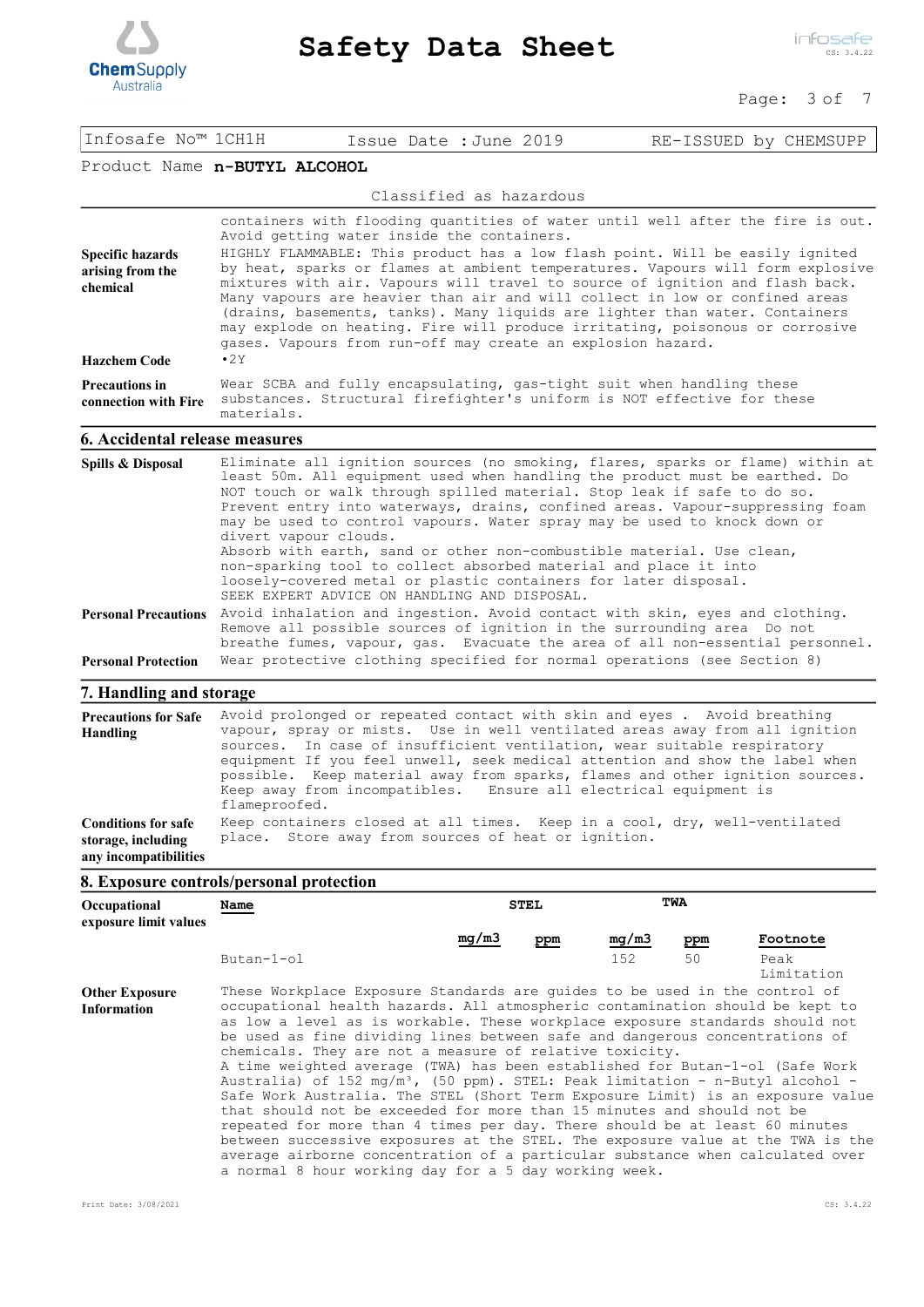Infosafe No™ 1CH1H | Issue Date : June 2019 | RE-ISSUED by CHEMSUPP

Product Name **n-BUTYL ALCOHOL**

Classified as hazardous

containers with flooding quantities of water until well after the fire is out. Avoid getting water inside the containers.

**Specific hazards arising from the chemical**
HIGHLY FLAMMABLE: This product has a low flash point. Will be easily ignited by heat, sparks or flames at ambient temperatures. Vapours will form explosive mixtures with air. Vapours will travel to source of ignition and flash back. Many vapours are heavier than air and will collect in low or confined areas (drains, basements, tanks). Many liquids are lighter than water. Containers may explode on heating. Fire will produce irritating, poisonous or corrosive gases. Vapours from run-off may create an explosion hazard.

**Hazchem Code**
•2Y

**Precautions in connection with Fire**
Wear SCBA and fully encapsulating, gas-tight suit when handling these substances. Structural firefighter's uniform is NOT effective for these materials.

## 6. Accidental release measures

**Spills & Disposal**
Eliminate all ignition sources (no smoking, flares, sparks or flame) within at least 50m. All equipment used when handling the product must be earthed. Do NOT touch or walk through spilled material. Stop leak if safe to do so. Prevent entry into waterways, drains, confined areas. Vapour-suppressing foam may be used to control vapours. Water spray may be used to knock down or divert vapour clouds.
Absorb with earth, sand or other non-combustible material. Use clean, non-sparking tool to collect absorbed material and place it into loosely-covered metal or plastic containers for later disposal.
SEEK EXPERT ADVICE ON HANDLING AND DISPOSAL.

**Personal Precautions**
Avoid inhalation and ingestion. Avoid contact with skin, eyes and clothing. Remove all possible sources of ignition in the surrounding area Do not breathe fumes, vapour, gas. Evacuate the area of all non-essential personnel.

**Personal Protection**
Wear protective clothing specified for normal operations (see Section 8)

## 7. Handling and storage

**Precautions for Safe Handling**
Avoid prolonged or repeated contact with skin and eyes . Avoid breathing vapour, spray or mists. Use in well ventilated areas away from all ignition sources. In case of insufficient ventilation, wear suitable respiratory equipment If you feel unwell, seek medical attention and show the label when possible. Keep material away from sparks, flames and other ignition sources. Keep away from incompatibles. Ensure all electrical equipment is flameproofed.

**Conditions for safe storage, including any incompatibilities**
Keep containers closed at all times. Keep in a cool, dry, well-ventilated place. Store away from sources of heat or ignition.

## 8. Exposure controls/personal protection

**Occupational exposure limit values**

| Name | STEL | | TWA | | |
|---|---|---|---|---|---|
| | mg/m3 | ppm | mg/m3 | ppm | Footnote |
| Butan-1-ol | | | 152 | 50 | Peak Limitation |

**Other Exposure Information**
These Workplace Exposure Standards are guides to be used in the control of occupational health hazards. All atmospheric contamination should be kept to as low a level as is workable. These workplace exposure standards should not be used as fine dividing lines between safe and dangerous concentrations of chemicals. They are not a measure of relative toxicity.
A time weighted average (TWA) has been established for Butan-1-ol (Safe Work Australia) of 152 $mg/m^3$, (50 ppm). STEL: Peak limitation - n-Butyl alcohol - Safe Work Australia. The STEL (Short Term Exposure Limit) is an exposure value that should not be exceeded for more than 15 minutes and should not be repeated for more than 4 times per day. There should be at least 60 minutes between successive exposures at the STEL. The exposure value at the TWA is the average airborne concentration of a particular substance when calculated over a normal 8 hour working day for a 5 day working week.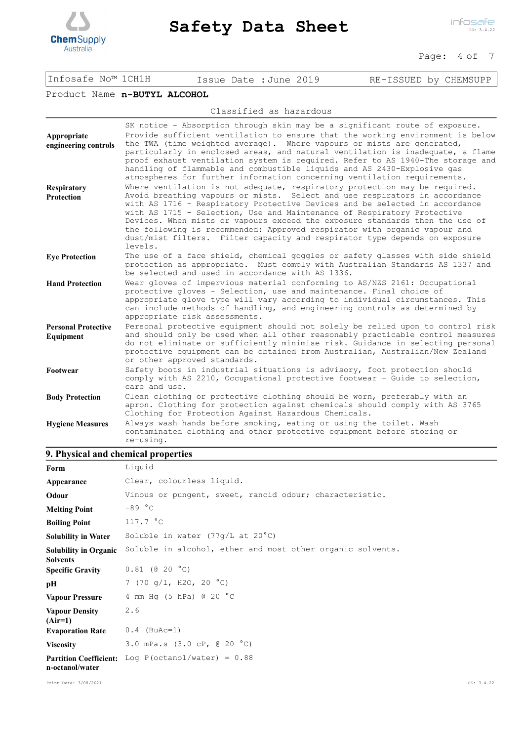Product Name **n-BUTYL ALCOHOL**

Classified as hazardous

| | |
|---|---|
| | SK notice - Absorption through skin may be a significant route of exposure. |
| **Appropriate engineering controls** | Provide sufficient ventilation to ensure that the working environment is below the TWA (time weighted average). Where vapours or mists are generated, particularly in enclosed areas, and natural ventilation is inadequate, a flame proof exhaust ventilation system is required. Refer to AS 1940-The storage and handling of flammable and combustible liquids and AS 2430-Explosive gas atmospheres for further information concerning ventilation requirements. |
| **Respiratory Protection** | Where ventilation is not adequate, respiratory protection may be required. Avoid breathing vapours or mists. Select and use respirators in accordance with AS 1716 - Respiratory Protective Devices and be selected in accordance with AS 1715 - Selection, Use and Maintenance of Respiratory Protective Devices. When mists or vapours exceed the exposure standards then the use of the following is recommended: Approved respirator with organic vapour and dust/mist filters. Filter capacity and respirator type depends on exposure levels. |
| **Eye Protection** | The use of a face shield, chemical goggles or safety glasses with side shield protection as appropriate. Must comply with Australian Standards AS 1337 and be selected and used in accordance with AS 1336. |
| **Hand Protection** | Wear gloves of impervious material conforming to AS/NZS 2161: Occupational protective gloves - Selection, use and maintenance. Final choice of appropriate glove type will vary according to individual circumstances. This can include methods of handling, and engineering controls as determined by appropriate risk assessments. |
| **Personal Protective Equipment** | Personal protective equipment should not solely be relied upon to control risk and should only be used when all other reasonably practicable control measures do not eliminate or sufficiently minimise risk. Guidance in selecting personal protective equipment can be obtained from Australian, Australian/New Zealand or other approved standards. |
| **Footwear** | Safety boots in industrial situations is advisory, foot protection should comply with AS 2210, Occupational protective footwear - Guide to selection, care and use. |
| **Body Protection** | Clean clothing or protective clothing should be worn, preferably with an apron. Clothing for protection against chemicals should comply with AS 3765 Clothing for Protection Against Hazardous Chemicals. |
| **Hygiene Measures** | Always wash hands before smoking, eating or using the toilet. Wash contaminated clothing and other protective equipment before storing or re-using. |

## 9. Physical and chemical properties

| | |
|---|---|
| **Form** | Liquid |
| **Appearance** | Clear, colourless liquid. |
| **Odour** | Vinous or pungent, sweet, rancid odour; characteristic. |
| **Melting Point** | -89 °C |
| **Boiling Point** | 117.7 °C |
| **Solubility in Water** | Soluble in water (77g/L at 20°C) |
| **Solubility in Organic Solvents** | Soluble in alcohol, ether and most other organic solvents. |
| **Specific Gravity** | 0.81 (@ 20 °C) |
| **pH** | 7 (70 g/l, $H_2O$, 20 °C) |
| **Vapour Pressure** | 4 mm Hg (5 hPa) @ 20 °C |
| **Vapour Density (Air=1)** | 2.6 |
| **Evaporation Rate** | 0.4 (BuAc=1) |
| **Viscosity** | 3.0 mPa.s (3.0 cP, @ 20 °C) |
| **Partition Coefficient: n-octanol/water** | Log P(octanol/water) = 0.88 |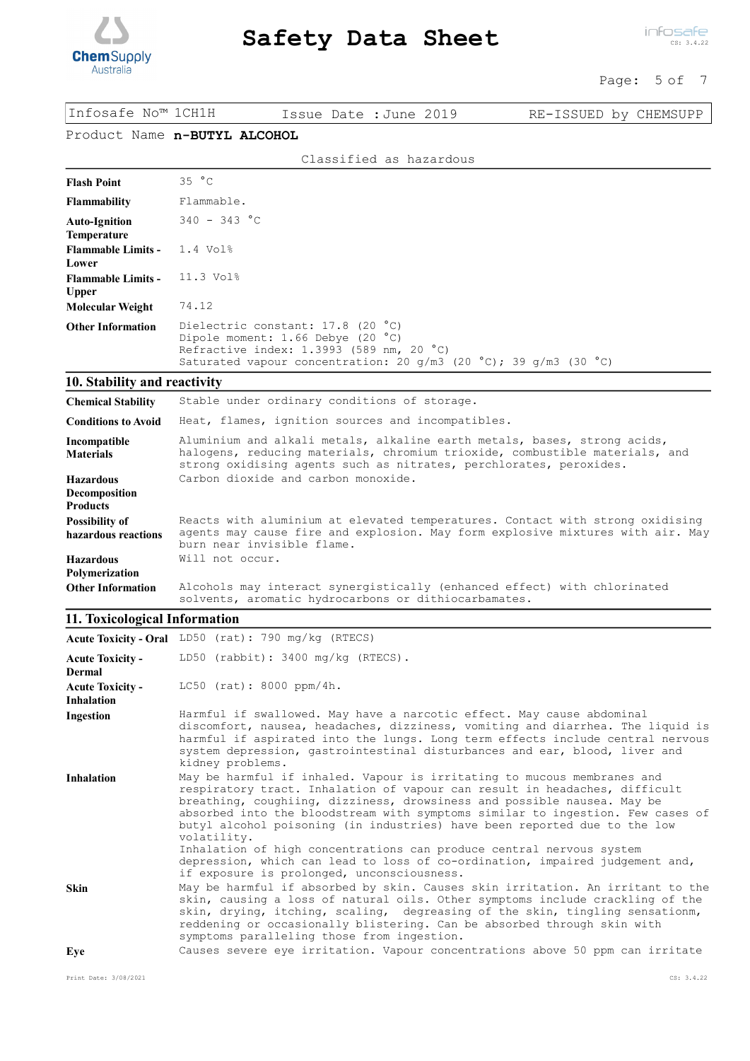| Infosafe No™ 1CH1H | Issue Date :June 2019 | RE-ISSUED by CHEMSUPP |
|---|---|---|

Product Name **n-BUTYL ALCOHOL**

Classified as hazardous

| | |
|---|---|
| **Flash Point** | 35 °C |
| **Flammability** | Flammable. |
| **Auto-Ignition Temperature** | 340 - 343 °C |
| **Flammable Limits - Lower** | 1.4 Vol% |
| **Flammable Limits - Upper** | 11.3 Vol% |
| **Molecular Weight** | 74.12 |
| **Other Information** | Dielectric constant: 17.8 (20 °C)<br>Dipole moment: 1.66 Debye (20 °C)<br>Refractive index: 1.3993 (589 nm, 20 °C)<br>Saturated vapour concentration: 20 g/m3 (20 °C); 39 g/m3 (30 °C) |

## 10. Stability and reactivity

| | |
|---|---|
| **Chemical Stability** | Stable under ordinary conditions of storage. |
| **Conditions to Avoid** | Heat, flames, ignition sources and incompatibles. |
| **Incompatible Materials** | Aluminium and alkali metals, alkaline earth metals, bases, strong acids, halogens, reducing materials, chromium trioxide, combustible materials, and strong oxidising agents such as nitrates, perchlorates, peroxides. |
| **Hazardous Decomposition Products** | Carbon dioxide and carbon monoxide. |
| **Possibility of hazardous reactions** | Reacts with aluminium at elevated temperatures. Contact with strong oxidising agents may cause fire and explosion. May form explosive mixtures with air. May burn near invisible flame. |
| **Hazardous Polymerization** | Will not occur. |
| **Other Information** | Alcohols may interact synergistically (enhanced effect) with chlorinated solvents, aromatic hydrocarbons or dithiocarbamates. |

## 11. Toxicological Information

| | |
|---|---|
| **Acute Toxicity - Oral** | LD50 (rat): 790 mg/kg (RTECS) |
| **Acute Toxicity - Dermal** | LD50 (rabbit): 3400 mg/kg (RTECS). |
| **Acute Toxicity - Inhalation** | LC50 (rat): 8000 ppm/4h. |
| **Ingestion** | Harmful if swallowed. May have a narcotic effect. May cause abdominal discomfort, nausea, headaches, dizziness, vomiting and diarrhea. The liquid is harmful if aspirated into the lungs. Long term effects include central nervous system depression, gastrointestinal disturbances and ear, blood, liver and kidney problems. |
| **Inhalation** | May be harmful if inhaled. Vapour is irritating to mucous membranes and respiratory tract. Inhalation of vapour can result in headaches, difficult breathing, coughiing, dizziness, drowsiness and possible nausea. May be absorbed into the bloodstream with symptoms similar to ingestion. Few cases of butyl alcohol poisoning (in industries) have been reported due to the low volatility.<br>Inhalation of high concentrations can produce central nervous system depression, which can lead to loss of co-ordination, impaired judgement and, if exposure is prolonged, unconsciousness. |
| **Skin** | May be harmful if absorbed by skin. Causes skin irritation. An irritant to the skin, causing a loss of natural oils. Other symptoms include crackling of the skin, drying, itching, scaling, degreasing of the skin, tingling sensationm, reddening or occasionally blistering. Can be absorbed through skin with symptoms paralleling those from ingestion. |
| **Eye** | Causes severe eye irritation. Vapour concentrations above 50 ppm can irritate |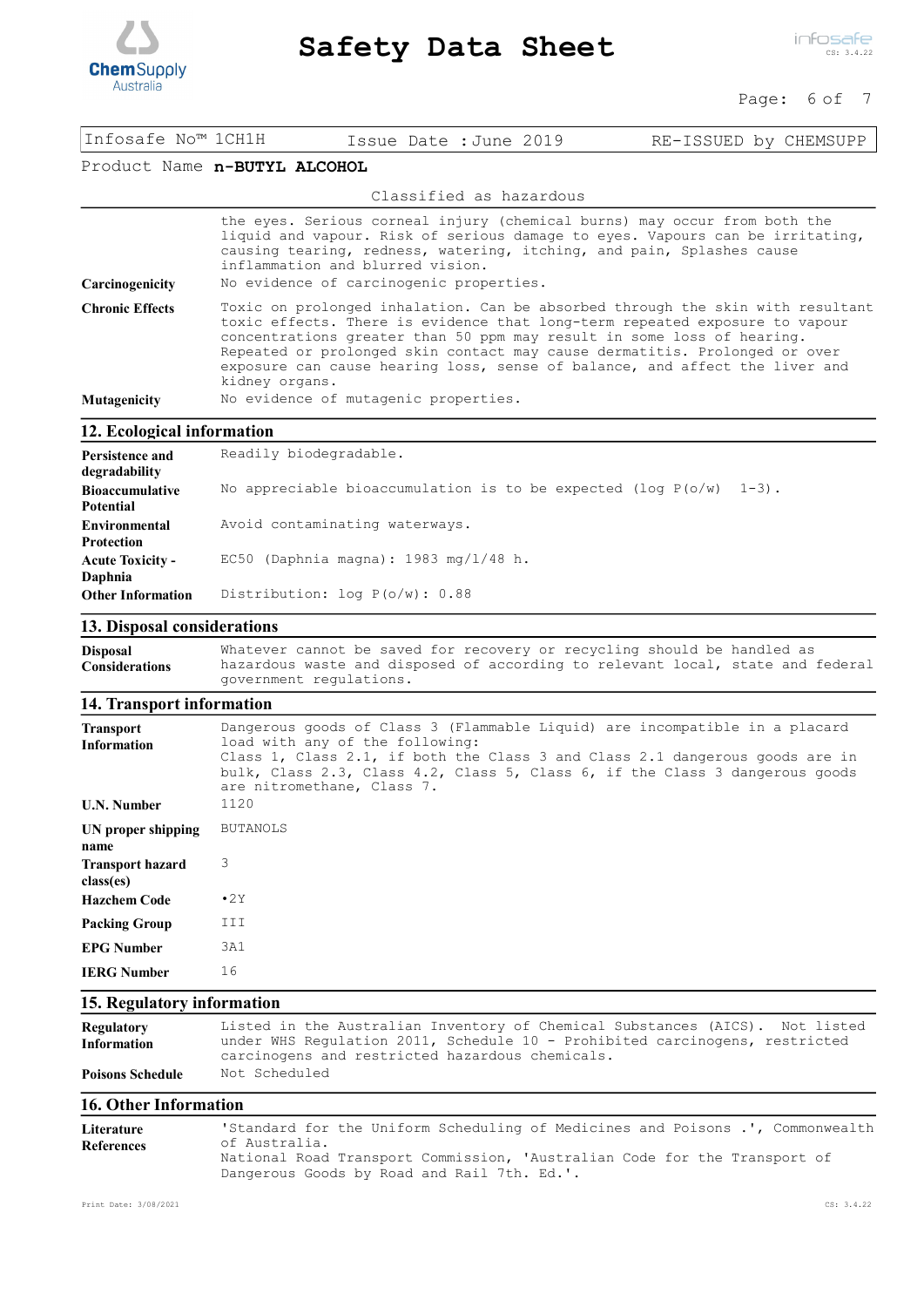Infosafe No™ 1CH1H | Issue Date : June 2019 | RE-ISSUED by CHEMSUPP

Product Name **n-BUTYL ALCOHOL**

Classified as hazardous

| | |
|---|---|
| | the eyes. Serious corneal injury (chemical burns) may occur from both the liquid and vapour. Risk of serious damage to eyes. Vapours can be irritating, causing tearing, redness, watering, itching, and pain, Splashes cause inflammation and blurred vision. |
| **Carcinogenicity** | No evidence of carcinogenic properties. |
| **Chronic Effects** | Toxic on prolonged inhalation. Can be absorbed through the skin with resultant toxic effects. There is evidence that long-term repeated exposure to vapour concentrations greater than 50 ppm may result in some loss of hearing. Repeated or prolonged skin contact may cause dermatitis. Prolonged or over exposure can cause hearing loss, sense of balance, and affect the liver and kidney organs. |
| **Mutagenicity** | No evidence of mutagenic properties. |

## 12. Ecological information

| | |
|---|---|
| **Persistence and degradability** | Readily biodegradable. |
| **Bioaccumulative Potential** | No appreciable bioaccumulation is to be expected (log P(o/w) 1-3). |
| **Environmental Protection** | Avoid contaminating waterways. |
| **Acute Toxicity - Daphnia** | EC50 (Daphnia magna): 1983 mg/l/48 h. |
| **Other Information** | Distribution: log P(o/w): 0.88 |

## 13. Disposal considerations

| | |
|---|---|
| **Disposal Considerations** | Whatever cannot be saved for recovery or recycling should be handled as hazardous waste and disposed of according to relevant local, state and federal government regulations. |

## 14. Transport information

| | |
|---|---|
| **Transport Information** | Dangerous goods of Class 3 (Flammable Liquid) are incompatible in a placard load with any of the following: Class 1, Class 2.1, if both the Class 3 and Class 2.1 dangerous goods are in bulk, Class 2.3, Class 4.2, Class 5, Class 6, if the Class 3 dangerous goods are nitromethane, Class 7. |
| **U.N. Number** | 1120 |
| **UN proper shipping name** | BUTANOLS |
| **Transport hazard class(es)** | 3 |
| **Hazchem Code** | •2Y |
| **Packing Group** | III |
| **EPG Number** | 3A1 |
| **IERG Number** | 16 |

## 15. Regulatory information

| | |
|---|---|
| **Regulatory Information** | Listed in the Australian Inventory of Chemical Substances (AICS). Not listed under WHS Regulation 2011, Schedule 10 - Prohibited carcinogens, restricted carcinogens and restricted hazardous chemicals. |
| **Poisons Schedule** | Not Scheduled |

## 16. Other Information

| | |
|---|---|
| **Literature References** | 'Standard for the Uniform Scheduling of Medicines and Poisons .', Commonwealth of Australia. National Road Transport Commission, 'Australian Code for the Transport of Dangerous Goods by Road and Rail 7th. Ed.'. |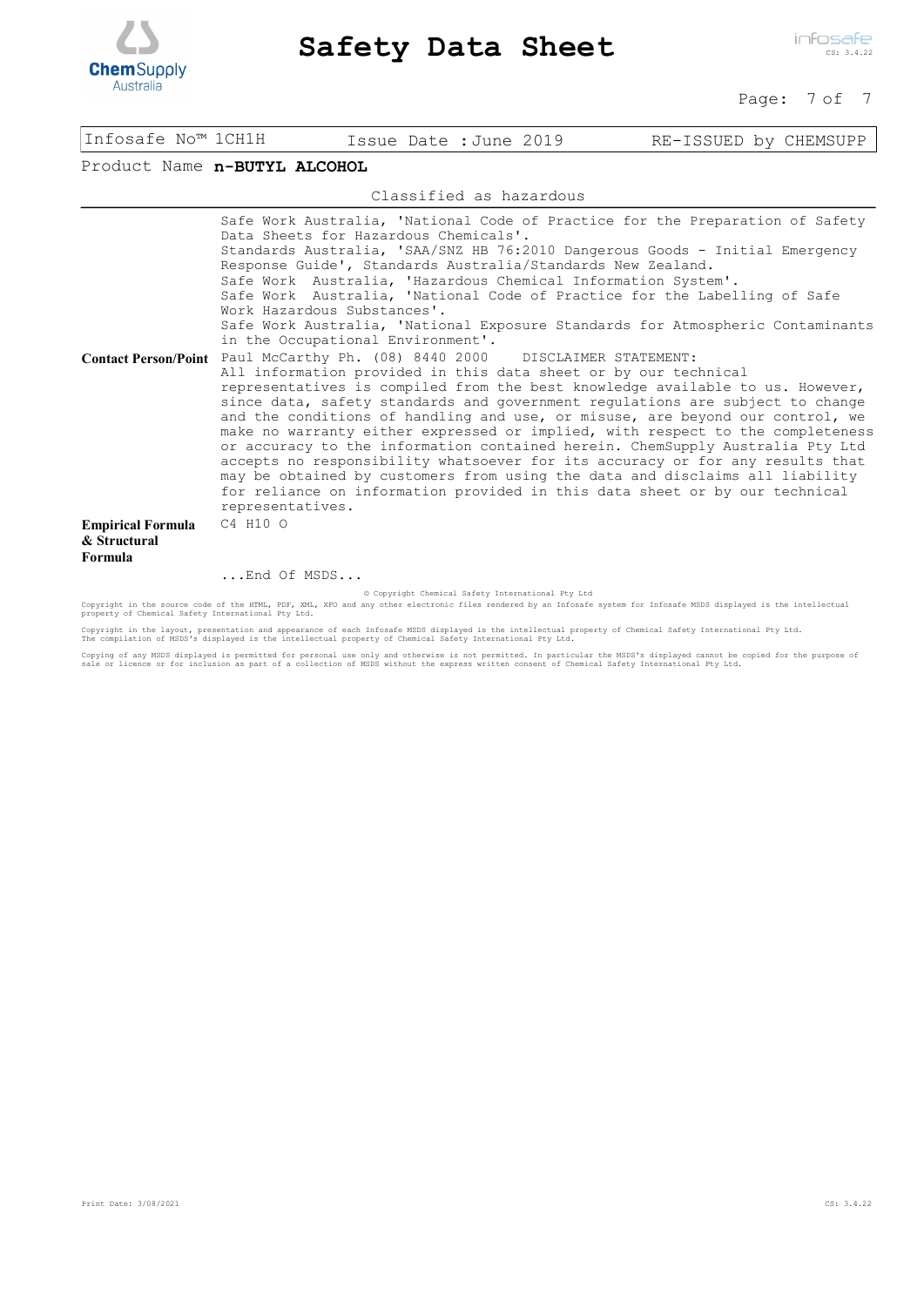Product Name **n-BUTYL ALCOHOL**

Classified as hazardous

| | |
|---|---|
| | Safe Work Australia, 'National Code of Practice for the Preparation of Safety Data Sheets for Hazardous Chemicals'.<br>Standards Australia, 'SAA/SNZ HB 76:2010 Dangerous Goods - Initial Emergency Response Guide', Standards Australia/Standards New Zealand.<br>Safe Work Australia, 'Hazardous Chemical Information System'.<br>Safe Work Australia, 'National Code of Practice for the Labelling of Safe Work Hazardous Substances'.<br>Safe Work Australia, 'National Exposure Standards for Atmospheric Contaminants in the Occupational Environment'. |
| **Contact Person/Point** | Paul McCarthy Ph. (08) 8440 2000 DISCLAIMER STATEMENT:<br>All information provided in this data sheet or by our technical representatives is compiled from the best knowledge available to us. However, since data, safety standards and government regulations are subject to change and the conditions of handling and use, or misuse, are beyond our control, we make no warranty either expressed or implied, with respect to the completeness or accuracy to the information contained herein. ChemSupply Australia Pty Ltd accepts no responsibility whatsoever for its accuracy or for any results that may be obtained by customers from using the data and disclaims all liability for reliance on information provided in this data sheet or by our technical representatives. |
| **Empirical Formula & Structural Formula** | $C_4H_{10}O$ |

...End Of MSDS...

© Copyright Chemical Safety International Pty Ltd

Copyright in the source code of the HTML, PDF, XML, XFO and any other electronic files rendered by an Infosafe system for Infosafe MSDS displayed is the intellectual property of Chemical Safety International Pty Ltd.

Copyright in the layout, presentation and appearance of each Infosafe MSDS displayed is the intellectual property of Chemical Safety International Pty Ltd.
The compilation of MSDS's displayed is the intellectual property of Chemical Safety International Pty Ltd.

Copying of any MSDS displayed is permitted for personal use only and otherwise is not permitted. In particular the MSDS's displayed cannot be copied for the purpose of sale or licence or for inclusion as part of a collection of MSDS without the express written consent of Chemical Safety International Pty Ltd.